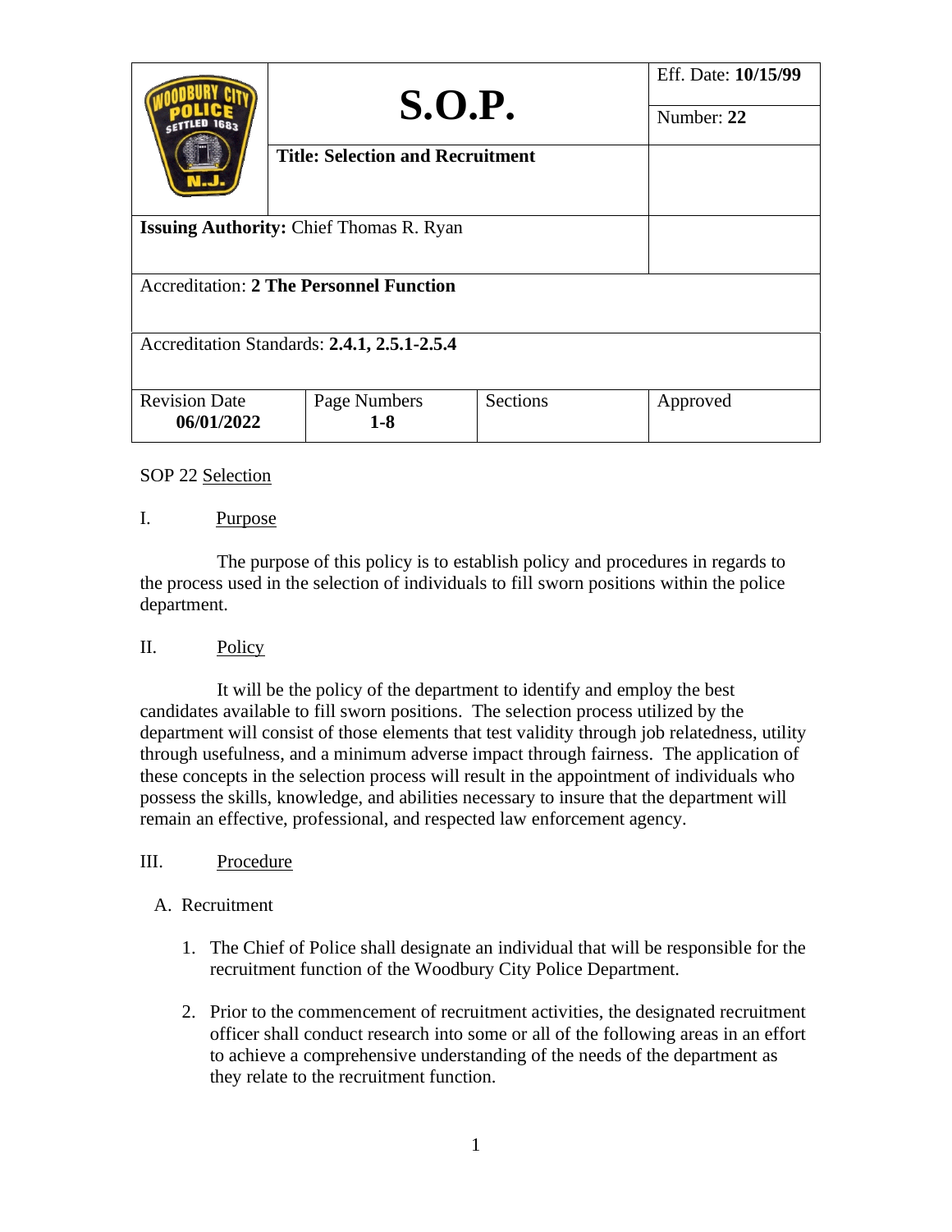| | S.O.P. | Eff. Date: **10/15/99** |
|---|---|---|
| | | Number: **22** |
| | **Title: Selection and Recruitment** | |
| **Issuing Authority:** Chief Thomas R. Ryan | | |
| Accreditation: **2 The Personnel Function** | | |
| Accreditation Standards: **2.4.1, 2.5.1-2.5.4** | | |

| Revision Date | Page Numbers | Sections | Approved |
|---|---|---|---|
| **06/01/2022** | **1-8** | | |

SOP 22 Selection

I. Purpose

The purpose of this policy is to establish policy and procedures in regards to the process used in the selection of individuals to fill sworn positions within the police department.

II. Policy

It will be the policy of the department to identify and employ the best candidates available to fill sworn positions. The selection process utilized by the department will consist of those elements that test validity through job relatedness, utility through usefulness, and a minimum adverse impact through fairness. The application of these concepts in the selection process will result in the appointment of individuals who possess the skills, knowledge, and abilities necessary to insure that the department will remain an effective, professional, and respected law enforcement agency.

III. Procedure

A. Recruitment

1. The Chief of Police shall designate an individual that will be responsible for the recruitment function of the Woodbury City Police Department.
2. Prior to the commencement of recruitment activities, the designated recruitment officer shall conduct research into some or all of the following areas in an effort to achieve a comprehensive understanding of the needs of the department as they relate to the recruitment function.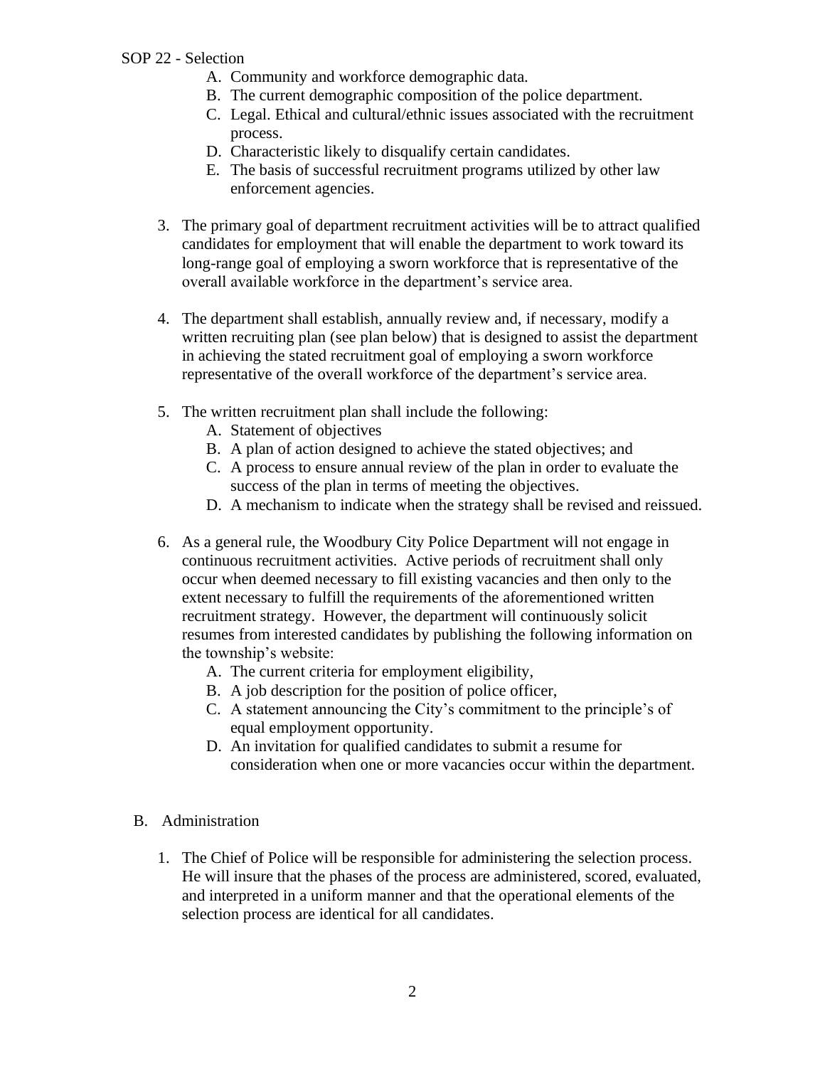A. Community and workforce demographic data.
B. The current demographic composition of the police department.
C. Legal. Ethical and cultural/ethnic issues associated with the recruitment process.
D. Characteristic likely to disqualify certain candidates.
E. The basis of successful recruitment programs utilized by other law enforcement agencies.

3. The primary goal of department recruitment activities will be to attract qualified candidates for employment that will enable the department to work toward its long-range goal of employing a sworn workforce that is representative of the overall available workforce in the department's service area.

4. The department shall establish, annually review and, if necessary, modify a written recruiting plan (see plan below) that is designed to assist the department in achieving the stated recruitment goal of employing a sworn workforce representative of the overall workforce of the department's service area.

5. The written recruitment plan shall include the following:
   A. Statement of objectives
   B. A plan of action designed to achieve the stated objectives; and
   C. A process to ensure annual review of the plan in order to evaluate the success of the plan in terms of meeting the objectives.
   D. A mechanism to indicate when the strategy shall be revised and reissued.

6. As a general rule, the Woodbury City Police Department will not engage in continuous recruitment activities. Active periods of recruitment shall only occur when deemed necessary to fill existing vacancies and then only to the extent necessary to fulfill the requirements of the aforementioned written recruitment strategy. However, the department will continuously solicit resumes from interested candidates by publishing the following information on the township's website:
   A. The current criteria for employment eligibility,
   B. A job description for the position of police officer,
   C. A statement announcing the City's commitment to the principle's of equal employment opportunity.
   D. An invitation for qualified candidates to submit a resume for consideration when one or more vacancies occur within the department.

B. Administration

1. The Chief of Police will be responsible for administering the selection process. He will insure that the phases of the process are administered, scored, evaluated, and interpreted in a uniform manner and that the operational elements of the selection process are identical for all candidates.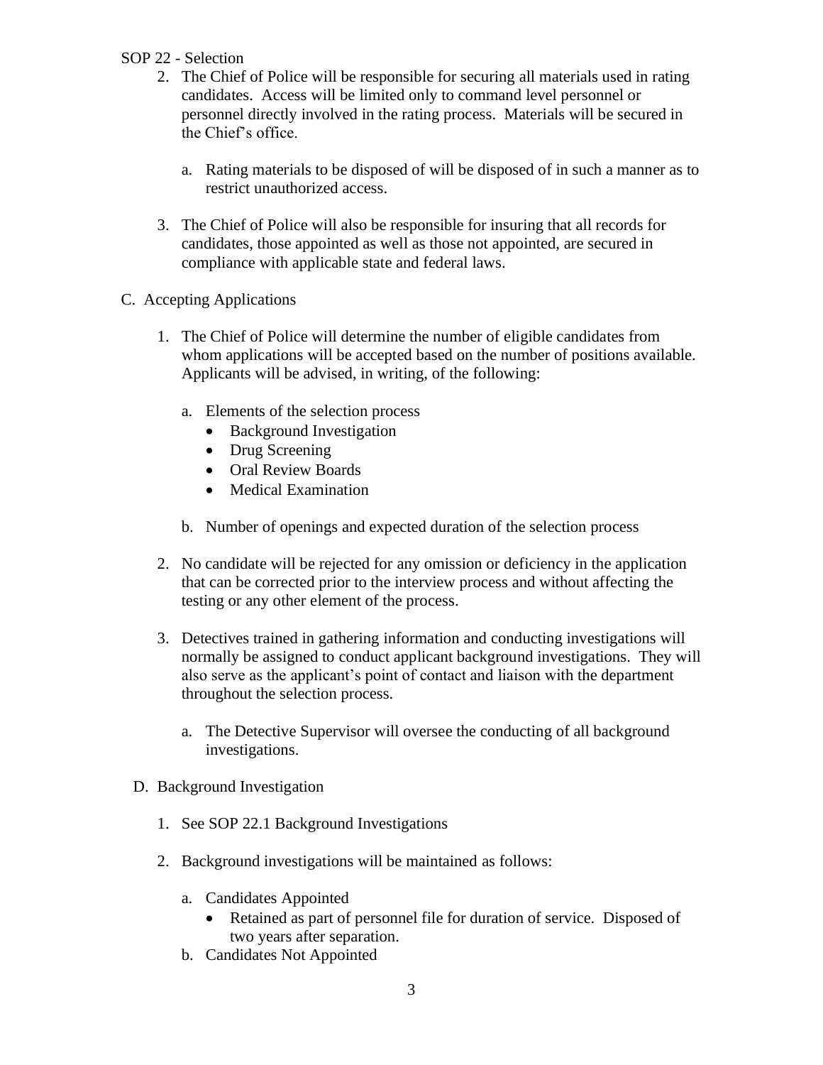SOP 22 - Selection

2. The Chief of Police will be responsible for securing all materials used in rating candidates. Access will be limited only to command level personnel or personnel directly involved in the rating process. Materials will be secured in the Chief's office.

    a. Rating materials to be disposed of will be disposed of in such a manner as to restrict unauthorized access.

3. The Chief of Police will also be responsible for insuring that all records for candidates, those appointed as well as those not appointed, are secured in compliance with applicable state and federal laws.

C. Accepting Applications

1. The Chief of Police will determine the number of eligible candidates from whom applications will be accepted based on the number of positions available. Applicants will be advised, in writing, of the following:

    a. Elements of the selection process
        - Background Investigation
        - Drug Screening
        - Oral Review Boards
        - Medical Examination

    b. Number of openings and expected duration of the selection process

2. No candidate will be rejected for any omission or deficiency in the application that can be corrected prior to the interview process and without affecting the testing or any other element of the process.

3. Detectives trained in gathering information and conducting investigations will normally be assigned to conduct applicant background investigations. They will also serve as the applicant's point of contact and liaison with the department throughout the selection process.

    a. The Detective Supervisor will oversee the conducting of all background investigations.

D. Background Investigation

1. See SOP 22.1 Background Investigations

2. Background investigations will be maintained as follows:

    a. Candidates Appointed
        - Retained as part of personnel file for duration of service. Disposed of two years after separation.

    b. Candidates Not Appointed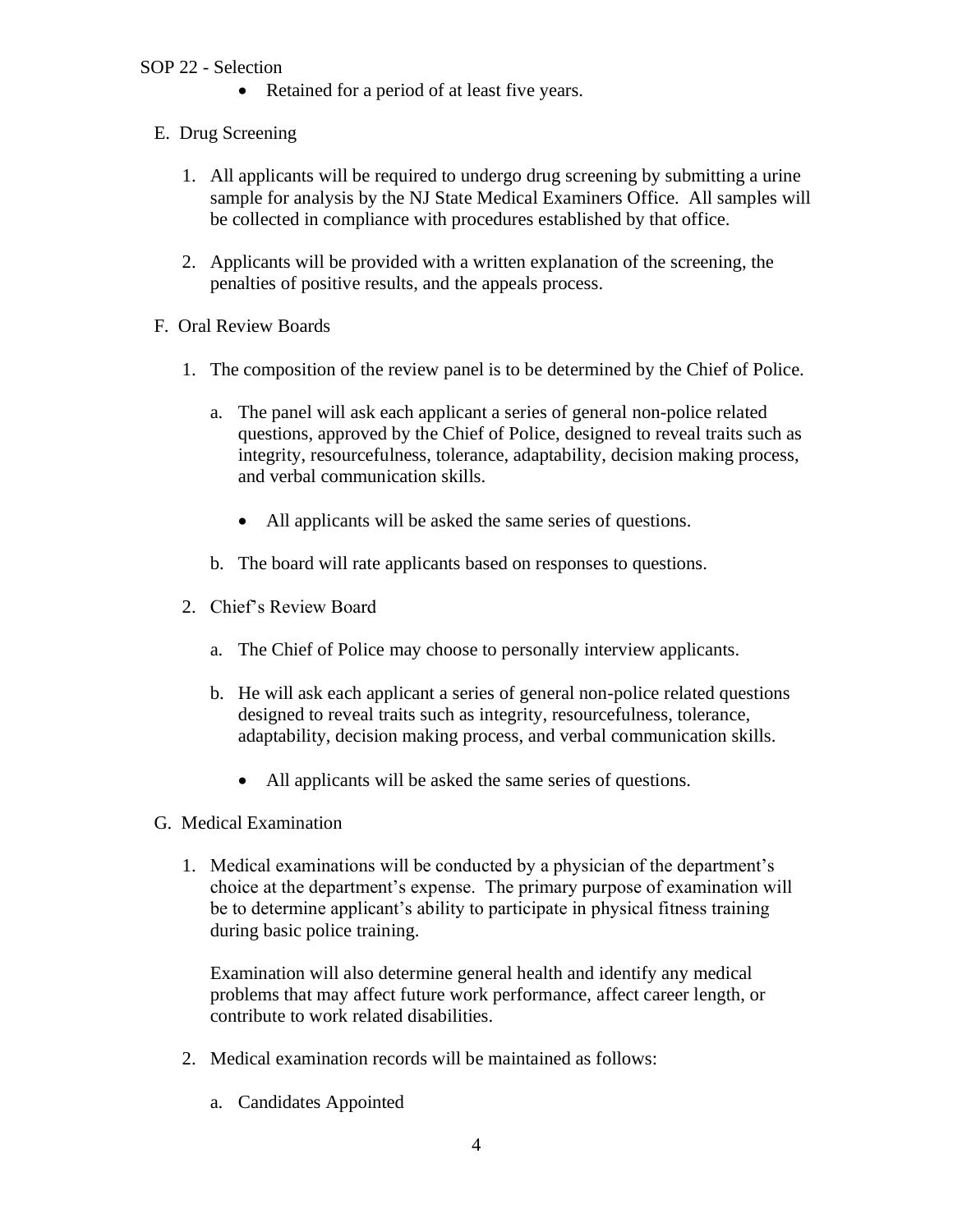- Retained for a period of at least five years.

E. Drug Screening

1. All applicants will be required to undergo drug screening by submitting a urine sample for analysis by the NJ State Medical Examiners Office. All samples will be collected in compliance with procedures established by that office.

2. Applicants will be provided with a written explanation of the screening, the penalties of positive results, and the appeals process.

F. Oral Review Boards

1. The composition of the review panel is to be determined by the Chief of Police.

   a. The panel will ask each applicant a series of general non-police related questions, approved by the Chief of Police, designed to reveal traits such as integrity, resourcefulness, tolerance, adaptability, decision making process, and verbal communication skills.

      - All applicants will be asked the same series of questions.

   b. The board will rate applicants based on responses to questions.

2. Chief's Review Board

   a. The Chief of Police may choose to personally interview applicants.

   b. He will ask each applicant a series of general non-police related questions designed to reveal traits such as integrity, resourcefulness, tolerance, adaptability, decision making process, and verbal communication skills.

      - All applicants will be asked the same series of questions.

G. Medical Examination

1. Medical examinations will be conducted by a physician of the department's choice at the department's expense. The primary purpose of examination will be to determine applicant's ability to participate in physical fitness training during basic police training.

   Examination will also determine general health and identify any medical problems that may affect future work performance, affect career length, or contribute to work related disabilities.

2. Medical examination records will be maintained as follows:

   a. Candidates Appointed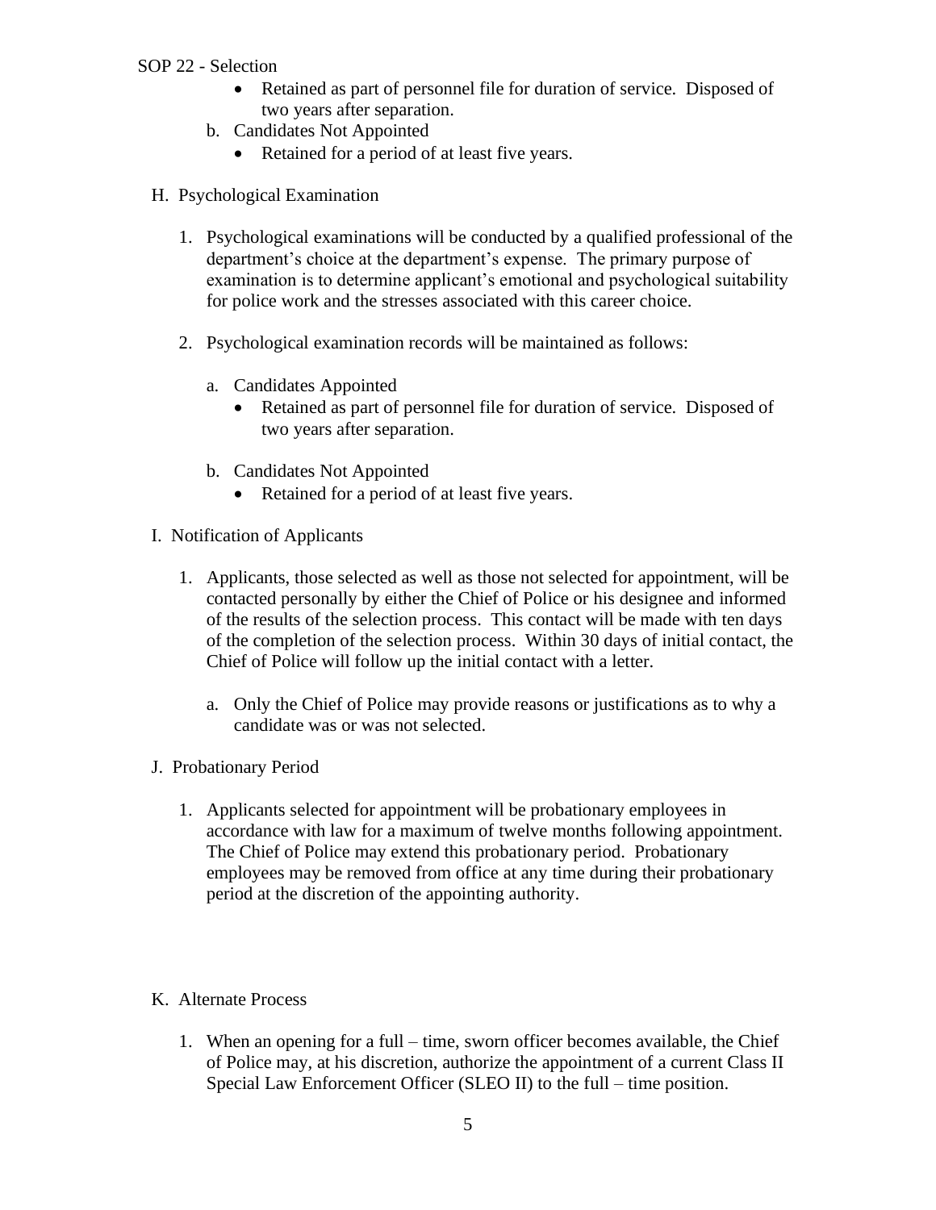- Retained as part of personnel file for duration of service. Disposed of two years after separation.

b. Candidates Not Appointed

- Retained for a period of at least five years.

H. Psychological Examination

1. Psychological examinations will be conducted by a qualified professional of the department's choice at the department's expense. The primary purpose of examination is to determine applicant's emotional and psychological suitability for police work and the stresses associated with this career choice.

2. Psychological examination records will be maintained as follows:

   a. Candidates Appointed
      - Retained as part of personnel file for duration of service. Disposed of two years after separation.

   b. Candidates Not Appointed
      - Retained for a period of at least five years.

I. Notification of Applicants

1. Applicants, those selected as well as those not selected for appointment, will be contacted personally by either the Chief of Police or his designee and informed of the results of the selection process. This contact will be made with ten days of the completion of the selection process. Within 30 days of initial contact, the Chief of Police will follow up the initial contact with a letter.

   a. Only the Chief of Police may provide reasons or justifications as to why a candidate was or was not selected.

J. Probationary Period

1. Applicants selected for appointment will be probationary employees in accordance with law for a maximum of twelve months following appointment. The Chief of Police may extend this probationary period. Probationary employees may be removed from office at any time during their probationary period at the discretion of the appointing authority.

K. Alternate Process

1. When an opening for a full – time, sworn officer becomes available, the Chief of Police may, at his discretion, authorize the appointment of a current Class II Special Law Enforcement Officer (SLEO II) to the full – time position.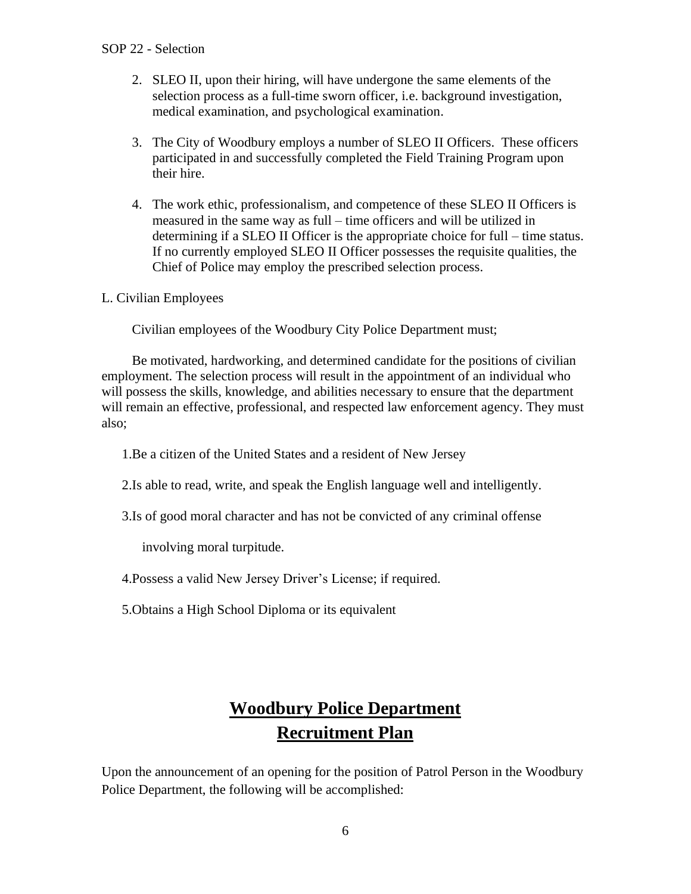2. SLEO II, upon their hiring, will have undergone the same elements of the selection process as a full-time sworn officer, i.e. background investigation, medical examination, and psychological examination.

3. The City of Woodbury employs a number of SLEO II Officers. These officers participated in and successfully completed the Field Training Program upon their hire.

4. The work ethic, professionalism, and competence of these SLEO II Officers is measured in the same way as full – time officers and will be utilized in determining if a SLEO II Officer is the appropriate choice for full – time status. If no currently employed SLEO II Officer possesses the requisite qualities, the Chief of Police may employ the prescribed selection process.

L. Civilian Employees

Civilian employees of the Woodbury City Police Department must;

Be motivated, hardworking, and determined candidate for the positions of civilian employment. The selection process will result in the appointment of an individual who will possess the skills, knowledge, and abilities necessary to ensure that the department will remain an effective, professional, and respected law enforcement agency. They must also;

1. Be a citizen of the United States and a resident of New Jersey

2. Is able to read, write, and speak the English language well and intelligently.

3. Is of good moral character and has not be convicted of any criminal offense involving moral turpitude.

4. Possess a valid New Jersey Driver's License; if required.

5. Obtains a High School Diploma or its equivalent

# Woodbury Police Department
# Recruitment Plan

Upon the announcement of an opening for the position of Patrol Person in the Woodbury Police Department, the following will be accomplished: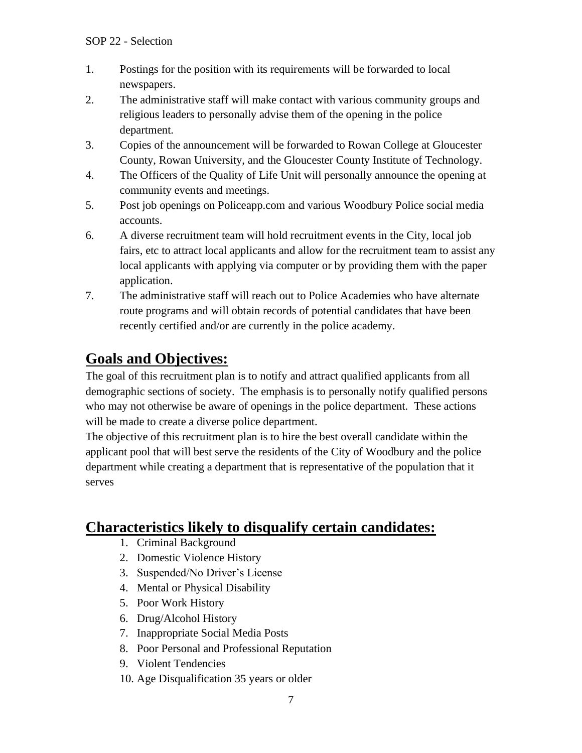1. Postings for the position with its requirements will be forwarded to local newspapers.
2. The administrative staff will make contact with various community groups and religious leaders to personally advise them of the opening in the police department.
3. Copies of the announcement will be forwarded to Rowan College at Gloucester County, Rowan University, and the Gloucester County Institute of Technology.
4. The Officers of the Quality of Life Unit will personally announce the opening at community events and meetings.
5. Post job openings on Policeapp.com and various Woodbury Police social media accounts.
6. A diverse recruitment team will hold recruitment events in the City, local job fairs, etc to attract local applicants and allow for the recruitment team to assist any local applicants with applying via computer or by providing them with the paper application.
7. The administrative staff will reach out to Police Academies who have alternate route programs and will obtain records of potential candidates that have been recently certified and/or are currently in the police academy.

## Goals and Objectives:

The goal of this recruitment plan is to notify and attract qualified applicants from all demographic sections of society. The emphasis is to personally notify qualified persons who may not otherwise be aware of openings in the police department. These actions will be made to create a diverse police department.

The objective of this recruitment plan is to hire the best overall candidate within the applicant pool that will best serve the residents of the City of Woodbury and the police department while creating a department that is representative of the population that it serves

## Characteristics likely to disqualify certain candidates:

1. Criminal Background
2. Domestic Violence History
3. Suspended/No Driver's License
4. Mental or Physical Disability
5. Poor Work History
6. Drug/Alcohol History
7. Inappropriate Social Media Posts
8. Poor Personal and Professional Reputation
9. Violent Tendencies
10. Age Disqualification 35 years or older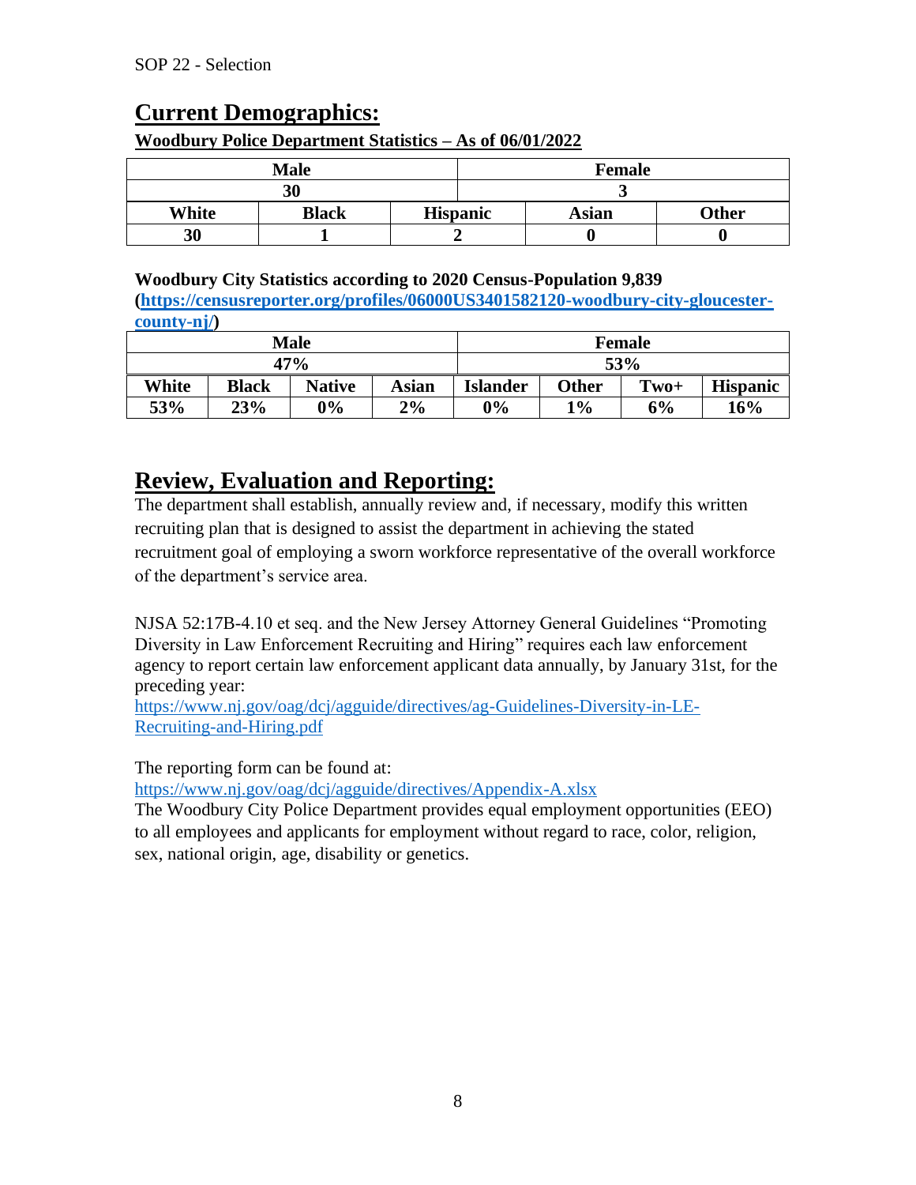## Current Demographics:

**Woodbury Police Department Statistics – As of 06/01/2022**

| Male | | | Female | |
|---|---|---|---|---|
| 30 | | | 3 | |
| White | Black | Hispanic | Asian | Other |
| 30 | 1 | 2 | 0 | 0 |

**Woodbury City Statistics according to 2020 Census-Population 9,839 ([https://censusreporter.org/profiles/06000US3401582120-woodbury-city-gloucester-county-nj/](https://censusreporter.org/profiles/06000US3401582120-woodbury-city-gloucester-county-nj/))**

| Male | | | | Female | | | |
|---|---|---|---|---|---|---|---|
| 47% | | | | 53% | | | |
| White | Black | Native | Asian | Islander | Other | Two+ | Hispanic |
| 53% | 23% | 0% | 2% | 0% | 1% | 6% | 16% |

## Review, Evaluation and Reporting:

The department shall establish, annually review and, if necessary, modify this written recruiting plan that is designed to assist the department in achieving the stated recruitment goal of employing a sworn workforce representative of the overall workforce of the department's service area.

NJSA 52:17B-4.10 et seq. and the New Jersey Attorney General Guidelines "Promoting Diversity in Law Enforcement Recruiting and Hiring" requires each law enforcement agency to report certain law enforcement applicant data annually, by January 31st, for the preceding year:
[https://www.nj.gov/oag/dcj/agguide/directives/ag-Guidelines-Diversity-in-LE-Recruiting-and-Hiring.pdf](https://www.nj.gov/oag/dcj/agguide/directives/ag-Guidelines-Diversity-in-LE-Recruiting-and-Hiring.pdf)

The reporting form can be found at:
[https://www.nj.gov/oag/dcj/agguide/directives/Appendix-A.xlsx](https://www.nj.gov/oag/dcj/agguide/directives/Appendix-A.xlsx)
The Woodbury City Police Department provides equal employment opportunities (EEO) to all employees and applicants for employment without regard to race, color, religion, sex, national origin, age, disability or genetics.